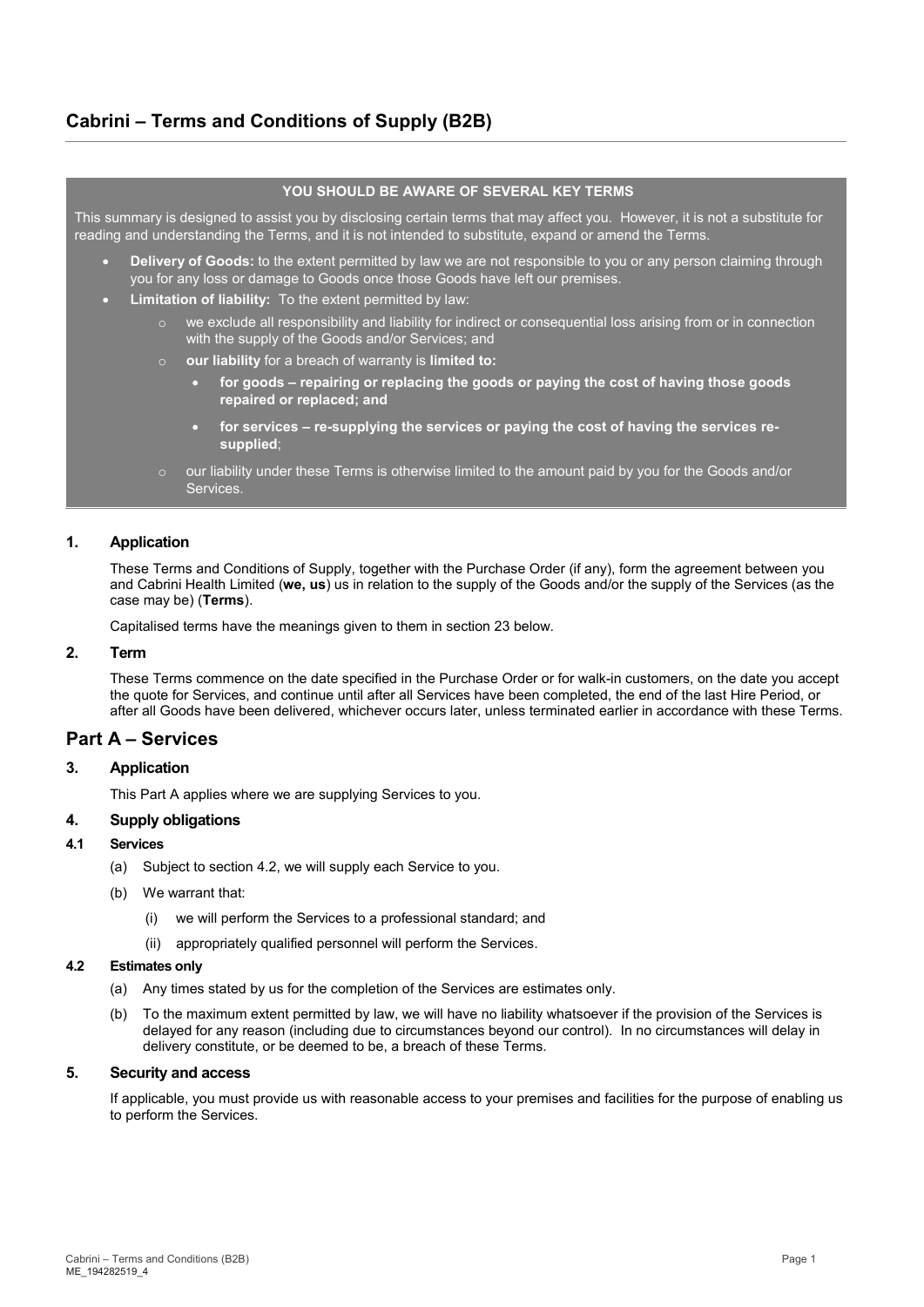# Cabrini – Terms and Conditions of Supply (B2B)

**YOU SHOULD BE AWARE OF SEVERAL KEY TERMS**

This summary is designed to assist you by disclosing certain terms that may affect you. However, it is not a substitute for reading and understanding the Terms, and it is not intended to substitute, expand or amend the Terms.

- **Delivery of Goods:** to the extent permitted by law we are not responsible to you or any person claiming through you for any loss or damage to Goods once those Goods have left our premises.
- **Limitation of liability:** To the extent permitted by law:
  - we exclude all responsibility and liability for indirect or consequential loss arising from or in connection with the supply of the Goods and/or Services; and
  - **our liability** for a breach of warranty is **limited to:**
    - **for goods – repairing or replacing the goods or paying the cost of having those goods repaired or replaced; and**
    - **for services – re-supplying the services or paying the cost of having the services re-supplied**;
  - our liability under these Terms is otherwise limited to the amount paid by you for the Goods and/or Services.

### 1. Application

These Terms and Conditions of Supply, together with the Purchase Order (if any), form the agreement between you and Cabrini Health Limited (**we, us**) us in relation to the supply of the Goods and/or the supply of the Services (as the case may be) (**Terms**).

Capitalised terms have the meanings given to them in section 23 below.

### 2. Term

These Terms commence on the date specified in the Purchase Order or for walk-in customers, on the date you accept the quote for Services, and continue until after all Services have been completed, the end of the last Hire Period, or after all Goods have been delivered, whichever occurs later, unless terminated earlier in accordance with these Terms.

## Part A – Services

### 3. Application

This Part A applies where we are supplying Services to you.

### 4. Supply obligations

#### 4.1 Services

(a) Subject to section 4.2, we will supply each Service to you.

(b) We warrant that:

(i) we will perform the Services to a professional standard; and

(ii) appropriately qualified personnel will perform the Services.

#### 4.2 Estimates only

(a) Any times stated by us for the completion of the Services are estimates only.

(b) To the maximum extent permitted by law, we will have no liability whatsoever if the provision of the Services is delayed for any reason (including due to circumstances beyond our control). In no circumstances will delay in delivery constitute, or be deemed to be, a breach of these Terms.

### 5. Security and access

If applicable, you must provide us with reasonable access to your premises and facilities for the purpose of enabling us to perform the Services.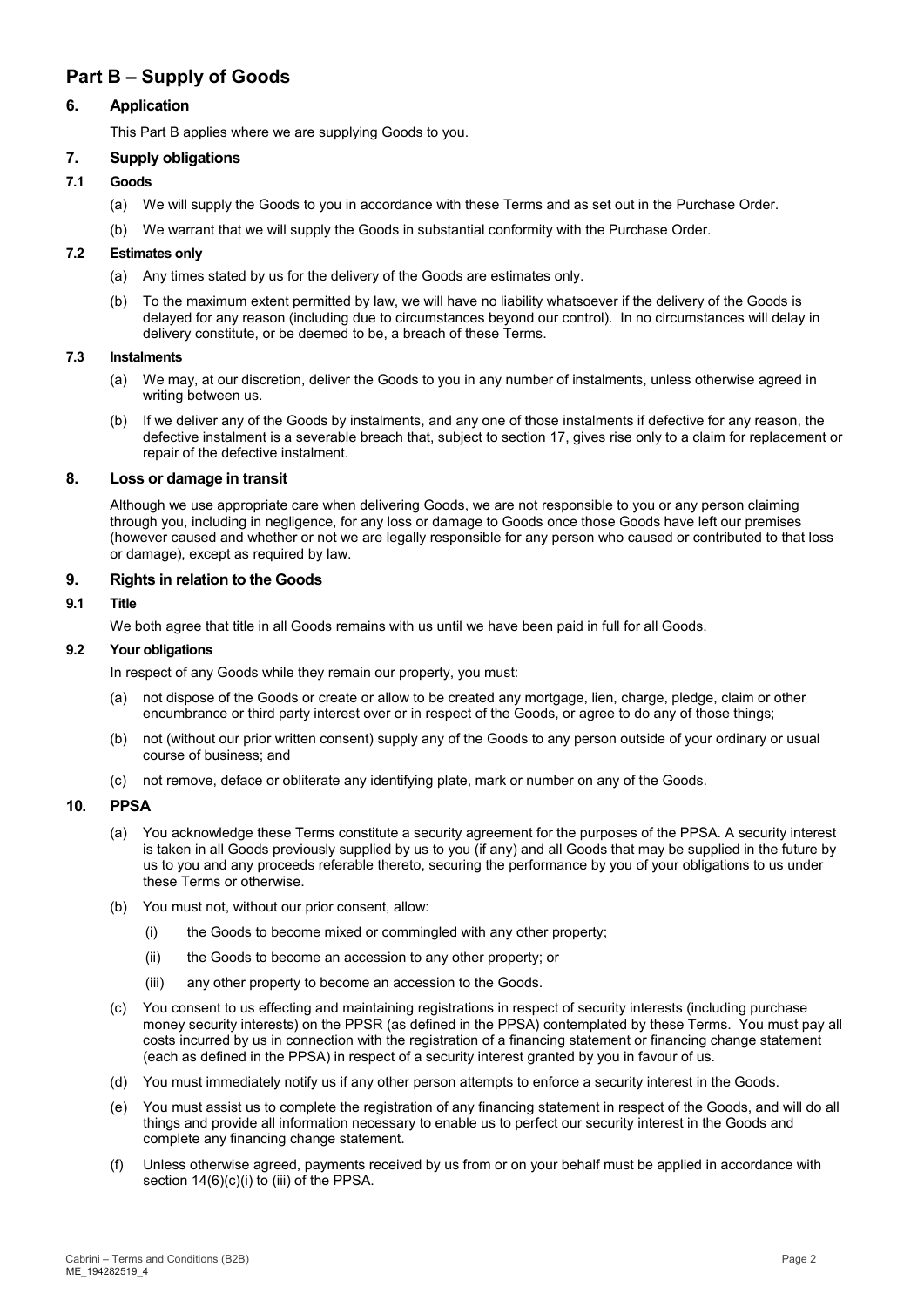# Part B – Supply of Goods

## 6. Application

This Part B applies where we are supplying Goods to you.

## 7. Supply obligations

### 7.1 Goods

(a) We will supply the Goods to you in accordance with these Terms and as set out in the Purchase Order.

(b) We warrant that we will supply the Goods in substantial conformity with the Purchase Order.

### 7.2 Estimates only

(a) Any times stated by us for the delivery of the Goods are estimates only.

(b) To the maximum extent permitted by law, we will have no liability whatsoever if the delivery of the Goods is delayed for any reason (including due to circumstances beyond our control). In no circumstances will delay in delivery constitute, or be deemed to be, a breach of these Terms.

### 7.3 Instalments

(a) We may, at our discretion, deliver the Goods to you in any number of instalments, unless otherwise agreed in writing between us.

(b) If we deliver any of the Goods by instalments, and any one of those instalments if defective for any reason, the defective instalment is a severable breach that, subject to section 17, gives rise only to a claim for replacement or repair of the defective instalment.

## 8. Loss or damage in transit

Although we use appropriate care when delivering Goods, we are not responsible to you or any person claiming through you, including in negligence, for any loss or damage to Goods once those Goods have left our premises (however caused and whether or not we are legally responsible for any person who caused or contributed to that loss or damage), except as required by law.

## 9. Rights in relation to the Goods

### 9.1 Title

We both agree that title in all Goods remains with us until we have been paid in full for all Goods.

### 9.2 Your obligations

In respect of any Goods while they remain our property, you must:

(a) not dispose of the Goods or create or allow to be created any mortgage, lien, charge, pledge, claim or other encumbrance or third party interest over or in respect of the Goods, or agree to do any of those things;

(b) not (without our prior written consent) supply any of the Goods to any person outside of your ordinary or usual course of business; and

(c) not remove, deface or obliterate any identifying plate, mark or number on any of the Goods.

## 10. PPSA

(a) You acknowledge these Terms constitute a security agreement for the purposes of the PPSA. A security interest is taken in all Goods previously supplied by us to you (if any) and all Goods that may be supplied in the future by us to you and any proceeds referable thereto, securing the performance by you of your obligations to us under these Terms or otherwise.

(b) You must not, without our prior consent, allow:

  (i) the Goods to become mixed or commingled with any other property;

  (ii) the Goods to become an accession to any other property; or

  (iii) any other property to become an accession to the Goods.

(c) You consent to us effecting and maintaining registrations in respect of security interests (including purchase money security interests) on the PPSR (as defined in the PPSA) contemplated by these Terms. You must pay all costs incurred by us in connection with the registration of a financing statement or financing change statement (each as defined in the PPSA) in respect of a security interest granted by you in favour of us.

(d) You must immediately notify us if any other person attempts to enforce a security interest in the Goods.

(e) You must assist us to complete the registration of any financing statement in respect of the Goods, and will do all things and provide all information necessary to enable us to perfect our security interest in the Goods and complete any financing change statement.

(f) Unless otherwise agreed, payments received by us from or on your behalf must be applied in accordance with section 14(6)(c)(i) to (iii) of the PPSA.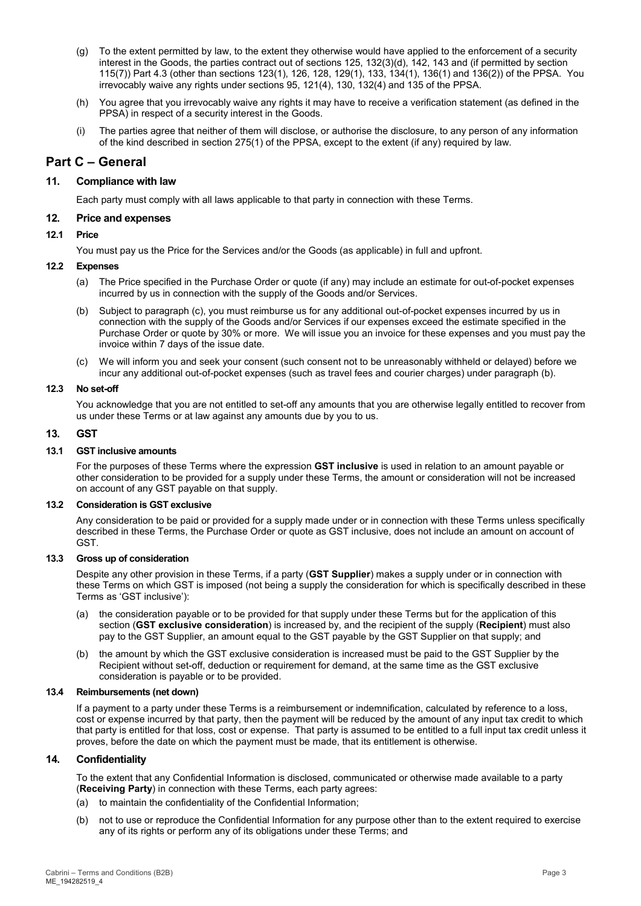(g) To the extent permitted by law, to the extent they otherwise would have applied to the enforcement of a security interest in the Goods, the parties contract out of sections 125, 132(3)(d), 142, 143 and (if permitted by section 115(7)) Part 4.3 (other than sections 123(1), 126, 128, 129(1), 133, 134(1), 136(1) and 136(2)) of the PPSA. You irrevocably waive any rights under sections 95, 121(4), 130, 132(4) and 135 of the PPSA.

(h) You agree that you irrevocably waive any rights it may have to receive a verification statement (as defined in the PPSA) in respect of a security interest in the Goods.

(i) The parties agree that neither of them will disclose, or authorise the disclosure, to any person of any information of the kind described in section 275(1) of the PPSA, except to the extent (if any) required by law.

## Part C – General

### 11. Compliance with law

Each party must comply with all laws applicable to that party in connection with these Terms.

### 12. Price and expenses

#### 12.1 Price

You must pay us the Price for the Services and/or the Goods (as applicable) in full and upfront.

#### 12.2 Expenses

(a) The Price specified in the Purchase Order or quote (if any) may include an estimate for out-of-pocket expenses incurred by us in connection with the supply of the Goods and/or Services.

(b) Subject to paragraph (c), you must reimburse us for any additional out-of-pocket expenses incurred by us in connection with the supply of the Goods and/or Services if our expenses exceed the estimate specified in the Purchase Order or quote by 30% or more. We will issue you an invoice for these expenses and you must pay the invoice within 7 days of the issue date.

(c) We will inform you and seek your consent (such consent not to be unreasonably withheld or delayed) before we incur any additional out-of-pocket expenses (such as travel fees and courier charges) under paragraph (b).

#### 12.3 No set-off

You acknowledge that you are not entitled to set-off any amounts that you are otherwise legally entitled to recover from us under these Terms or at law against any amounts due by you to us.

### 13. GST

#### 13.1 GST inclusive amounts

For the purposes of these Terms where the expression **GST inclusive** is used in relation to an amount payable or other consideration to be provided for a supply under these Terms, the amount or consideration will not be increased on account of any GST payable on that supply.

#### 13.2 Consideration is GST exclusive

Any consideration to be paid or provided for a supply made under or in connection with these Terms unless specifically described in these Terms, the Purchase Order or quote as GST inclusive, does not include an amount on account of GST.

#### 13.3 Gross up of consideration

Despite any other provision in these Terms, if a party (**GST Supplier**) makes a supply under or in connection with these Terms on which GST is imposed (not being a supply the consideration for which is specifically described in these Terms as 'GST inclusive'):

(a) the consideration payable or to be provided for that supply under these Terms but for the application of this section (**GST exclusive consideration**) is increased by, and the recipient of the supply (**Recipient**) must also pay to the GST Supplier, an amount equal to the GST payable by the GST Supplier on that supply; and

(b) the amount by which the GST exclusive consideration is increased must be paid to the GST Supplier by the Recipient without set-off, deduction or requirement for demand, at the same time as the GST exclusive consideration is payable or to be provided.

#### 13.4 Reimbursements (net down)

If a payment to a party under these Terms is a reimbursement or indemnification, calculated by reference to a loss, cost or expense incurred by that party, then the payment will be reduced by the amount of any input tax credit to which that party is entitled for that loss, cost or expense. That party is assumed to be entitled to a full input tax credit unless it proves, before the date on which the payment must be made, that its entitlement is otherwise.

### 14. Confidentiality

To the extent that any Confidential Information is disclosed, communicated or otherwise made available to a party (**Receiving Party**) in connection with these Terms, each party agrees:

(a) to maintain the confidentiality of the Confidential Information;

(b) not to use or reproduce the Confidential Information for any purpose other than to the extent required to exercise any of its rights or perform any of its obligations under these Terms; and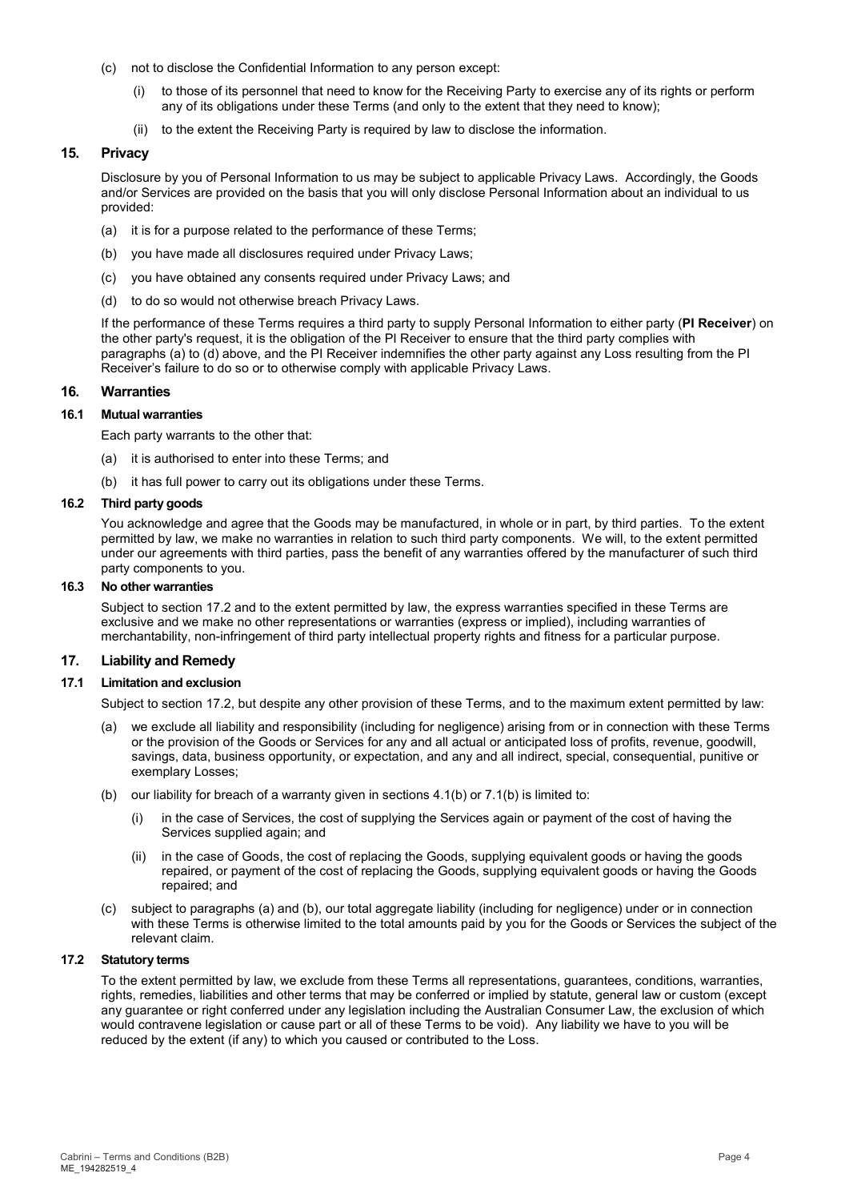(c) not to disclose the Confidential Information to any person except:

   (i) to those of its personnel that need to know for the Receiving Party to exercise any of its rights or perform any of its obligations under these Terms (and only to the extent that they need to know);

   (ii) to the extent the Receiving Party is required by law to disclose the information.

## 15. Privacy

Disclosure by you of Personal Information to us may be subject to applicable Privacy Laws. Accordingly, the Goods and/or Services are provided on the basis that you will only disclose Personal Information about an individual to us provided:

(a) it is for a purpose related to the performance of these Terms;

(b) you have made all disclosures required under Privacy Laws;

(c) you have obtained any consents required under Privacy Laws; and

(d) to do so would not otherwise breach Privacy Laws.

If the performance of these Terms requires a third party to supply Personal Information to either party (**PI Receiver**) on the other party's request, it is the obligation of the PI Receiver to ensure that the third party complies with paragraphs (a) to (d) above, and the PI Receiver indemnifies the other party against any Loss resulting from the PI Receiver's failure to do so or to otherwise comply with applicable Privacy Laws.

## 16. Warranties

### 16.1 Mutual warranties

Each party warrants to the other that:

(a) it is authorised to enter into these Terms; and

(b) it has full power to carry out its obligations under these Terms.

### 16.2 Third party goods

You acknowledge and agree that the Goods may be manufactured, in whole or in part, by third parties. To the extent permitted by law, we make no warranties in relation to such third party components. We will, to the extent permitted under our agreements with third parties, pass the benefit of any warranties offered by the manufacturer of such third party components to you.

### 16.3 No other warranties

Subject to section 17.2 and to the extent permitted by law, the express warranties specified in these Terms are exclusive and we make no other representations or warranties (express or implied), including warranties of merchantability, non-infringement of third party intellectual property rights and fitness for a particular purpose.

## 17. Liability and Remedy

### 17.1 Limitation and exclusion

Subject to section 17.2, but despite any other provision of these Terms, and to the maximum extent permitted by law:

(a) we exclude all liability and responsibility (including for negligence) arising from or in connection with these Terms or the provision of the Goods or Services for any and all actual or anticipated loss of profits, revenue, goodwill, savings, data, business opportunity, or expectation, and any and all indirect, special, consequential, punitive or exemplary Losses;

(b) our liability for breach of a warranty given in sections 4.1(b) or 7.1(b) is limited to:

   (i) in the case of Services, the cost of supplying the Services again or payment of the cost of having the Services supplied again; and

   (ii) in the case of Goods, the cost of replacing the Goods, supplying equivalent goods or having the goods repaired, or payment of the cost of replacing the Goods, supplying equivalent goods or having the Goods repaired; and

(c) subject to paragraphs (a) and (b), our total aggregate liability (including for negligence) under or in connection with these Terms is otherwise limited to the total amounts paid by you for the Goods or Services the subject of the relevant claim.

### 17.2 Statutory terms

To the extent permitted by law, we exclude from these Terms all representations, guarantees, conditions, warranties, rights, remedies, liabilities and other terms that may be conferred or implied by statute, general law or custom (except any guarantee or right conferred under any legislation including the Australian Consumer Law, the exclusion of which would contravene legislation or cause part or all of these Terms to be void). Any liability we have to you will be reduced by the extent (if any) to which you caused or contributed to the Loss.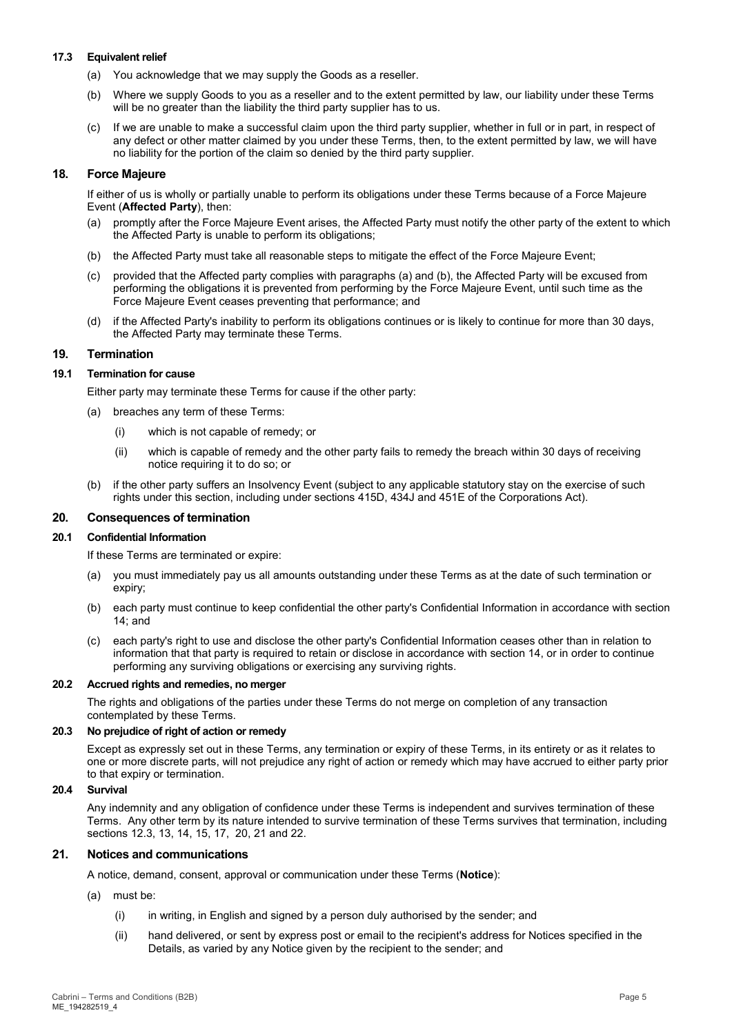### 17.3 Equivalent relief

(a) You acknowledge that we may supply the Goods as a reseller.

(b) Where we supply Goods to you as a reseller and to the extent permitted by law, our liability under these Terms will be no greater than the liability the third party supplier has to us.

(c) If we are unable to make a successful claim upon the third party supplier, whether in full or in part, in respect of any defect or other matter claimed by you under these Terms, then, to the extent permitted by law, we will have no liability for the portion of the claim so denied by the third party supplier.

## 18. Force Majeure

If either of us is wholly or partially unable to perform its obligations under these Terms because of a Force Majeure Event (**Affected Party**), then:

(a) promptly after the Force Majeure Event arises, the Affected Party must notify the other party of the extent to which the Affected Party is unable to perform its obligations;

(b) the Affected Party must take all reasonable steps to mitigate the effect of the Force Majeure Event;

(c) provided that the Affected party complies with paragraphs (a) and (b), the Affected Party will be excused from performing the obligations it is prevented from performing by the Force Majeure Event, until such time as the Force Majeure Event ceases preventing that performance; and

(d) if the Affected Party's inability to perform its obligations continues or is likely to continue for more than 30 days, the Affected Party may terminate these Terms.

## 19. Termination

### 19.1 Termination for cause

Either party may terminate these Terms for cause if the other party:

(a) breaches any term of these Terms:

   (i) which is not capable of remedy; or

   (ii) which is capable of remedy and the other party fails to remedy the breach within 30 days of receiving notice requiring it to do so; or

(b) if the other party suffers an Insolvency Event (subject to any applicable statutory stay on the exercise of such rights under this section, including under sections 415D, 434J and 451E of the Corporations Act).

## 20. Consequences of termination

### 20.1 Confidential Information

If these Terms are terminated or expire:

(a) you must immediately pay us all amounts outstanding under these Terms as at the date of such termination or expiry;

(b) each party must continue to keep confidential the other party's Confidential Information in accordance with section 14; and

(c) each party's right to use and disclose the other party's Confidential Information ceases other than in relation to information that that party is required to retain or disclose in accordance with section 14, or in order to continue performing any surviving obligations or exercising any surviving rights.

### 20.2 Accrued rights and remedies, no merger

The rights and obligations of the parties under these Terms do not merge on completion of any transaction contemplated by these Terms.

### 20.3 No prejudice of right of action or remedy

Except as expressly set out in these Terms, any termination or expiry of these Terms, in its entirety or as it relates to one or more discrete parts, will not prejudice any right of action or remedy which may have accrued to either party prior to that expiry or termination.

### 20.4 Survival

Any indemnity and any obligation of confidence under these Terms is independent and survives termination of these Terms. Any other term by its nature intended to survive termination of these Terms survives that termination, including sections 12.3, 13, 14, 15, 17, 20, 21 and 22.

## 21. Notices and communications

A notice, demand, consent, approval or communication under these Terms (**Notice**):

(a) must be:

   (i) in writing, in English and signed by a person duly authorised by the sender; and

   (ii) hand delivered, or sent by express post or email to the recipient's address for Notices specified in the Details, as varied by any Notice given by the recipient to the sender; and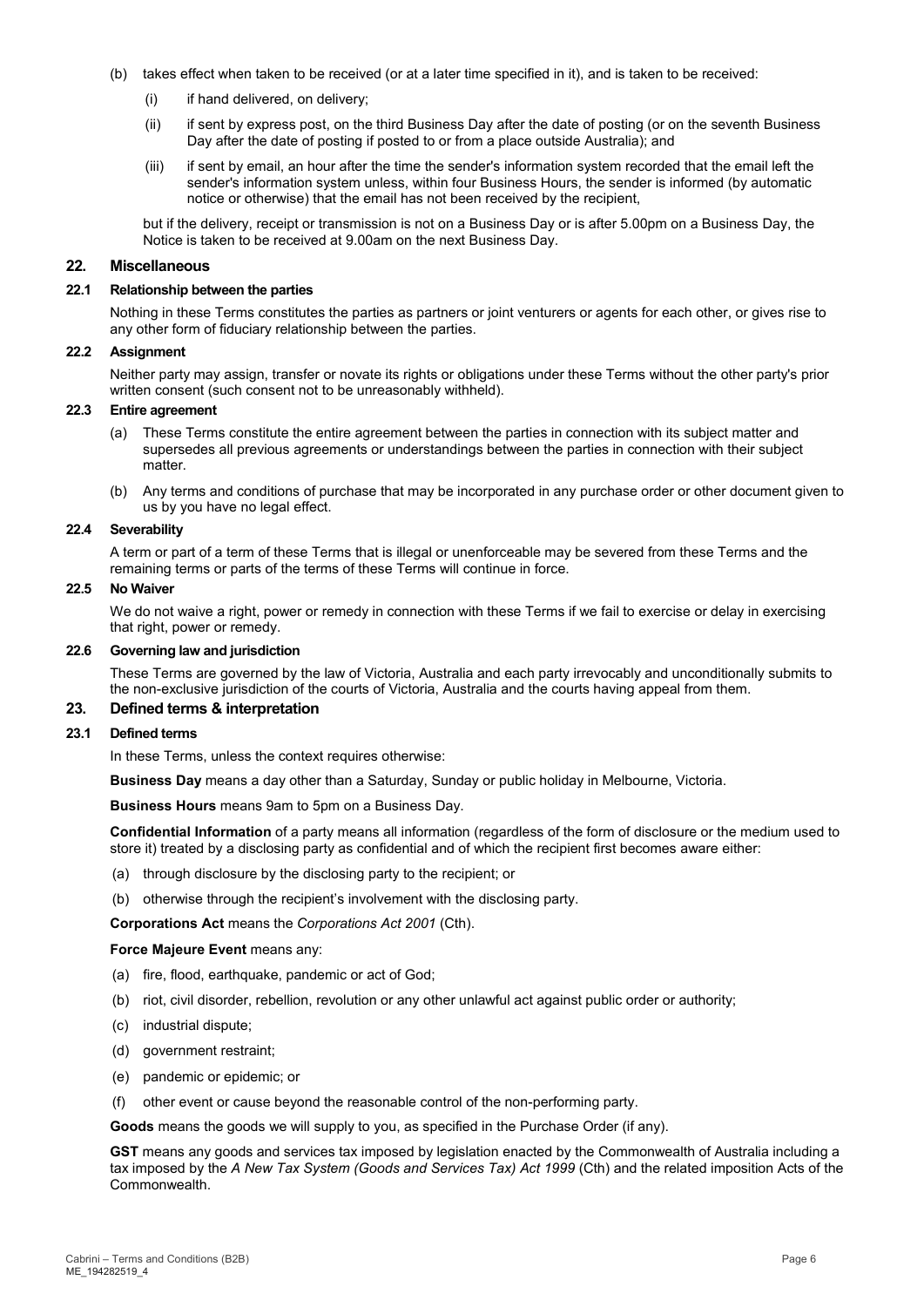(b) takes effect when taken to be received (or at a later time specified in it), and is taken to be received:

  (i) if hand delivered, on delivery;

  (ii) if sent by express post, on the third Business Day after the date of posting (or on the seventh Business Day after the date of posting if posted to or from a place outside Australia); and

  (iii) if sent by email, an hour after the time the sender's information system recorded that the email left the sender's information system unless, within four Business Hours, the sender is informed (by automatic notice or otherwise) that the email has not been received by the recipient,

but if the delivery, receipt or transmission is not on a Business Day or is after 5.00pm on a Business Day, the Notice is taken to be received at 9.00am on the next Business Day.

## 22. Miscellaneous

### 22.1 Relationship between the parties

Nothing in these Terms constitutes the parties as partners or joint venturers or agents for each other, or gives rise to any other form of fiduciary relationship between the parties.

### 22.2 Assignment

Neither party may assign, transfer or novate its rights or obligations under these Terms without the other party's prior written consent (such consent not to be unreasonably withheld).

### 22.3 Entire agreement

(a) These Terms constitute the entire agreement between the parties in connection with its subject matter and supersedes all previous agreements or understandings between the parties in connection with their subject matter.

(b) Any terms and conditions of purchase that may be incorporated in any purchase order or other document given to us by you have no legal effect.

### 22.4 Severability

A term or part of a term of these Terms that is illegal or unenforceable may be severed from these Terms and the remaining terms or parts of the terms of these Terms will continue in force.

### 22.5 No Waiver

We do not waive a right, power or remedy in connection with these Terms if we fail to exercise or delay in exercising that right, power or remedy.

### 22.6 Governing law and jurisdiction

These Terms are governed by the law of Victoria, Australia and each party irrevocably and unconditionally submits to the non-exclusive jurisdiction of the courts of Victoria, Australia and the courts having appeal from them.

## 23. Defined terms & interpretation

### 23.1 Defined terms

In these Terms, unless the context requires otherwise:

**Business Day** means a day other than a Saturday, Sunday or public holiday in Melbourne, Victoria.

**Business Hours** means 9am to 5pm on a Business Day.

**Confidential Information** of a party means all information (regardless of the form of disclosure or the medium used to store it) treated by a disclosing party as confidential and of which the recipient first becomes aware either:

(a) through disclosure by the disclosing party to the recipient; or

(b) otherwise through the recipient's involvement with the disclosing party.

**Corporations Act** means the *Corporations Act 2001* (Cth).

**Force Majeure Event** means any:

(a) fire, flood, earthquake, pandemic or act of God;

(b) riot, civil disorder, rebellion, revolution or any other unlawful act against public order or authority;

(c) industrial dispute;

(d) government restraint;

(e) pandemic or epidemic; or

(f) other event or cause beyond the reasonable control of the non-performing party.

**Goods** means the goods we will supply to you, as specified in the Purchase Order (if any).

**GST** means any goods and services tax imposed by legislation enacted by the Commonwealth of Australia including a tax imposed by the *A New Tax System (Goods and Services Tax) Act 1999* (Cth) and the related imposition Acts of the Commonwealth.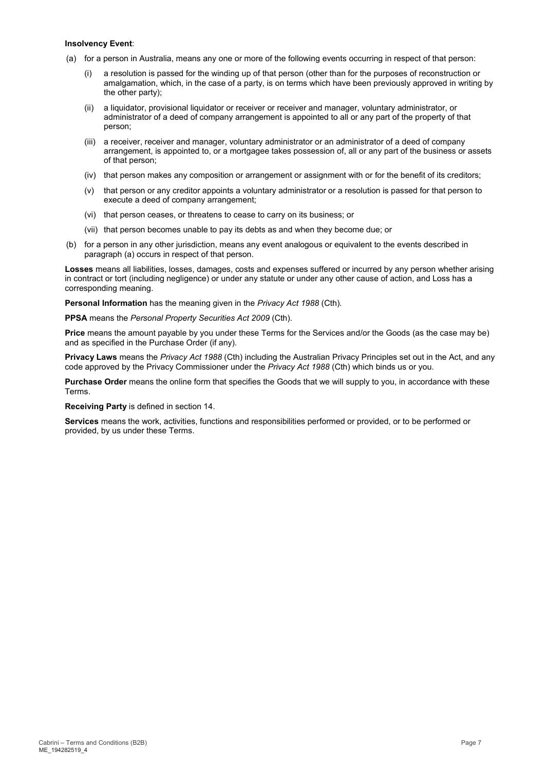**Insolvency Event**:

(a) for a person in Australia, means any one or more of the following events occurring in respect of that person:

   (i) a resolution is passed for the winding up of that person (other than for the purposes of reconstruction or amalgamation, which, in the case of a party, is on terms which have been previously approved in writing by the other party);

   (ii) a liquidator, provisional liquidator or receiver or receiver and manager, voluntary administrator, or administrator of a deed of company arrangement is appointed to all or any part of the property of that person;

   (iii) a receiver, receiver and manager, voluntary administrator or an administrator of a deed of company arrangement, is appointed to, or a mortgagee takes possession of, all or any part of the business or assets of that person;

   (iv) that person makes any composition or arrangement or assignment with or for the benefit of its creditors;

   (v) that person or any creditor appoints a voluntary administrator or a resolution is passed for that person to execute a deed of company arrangement;

   (vi) that person ceases, or threatens to cease to carry on its business; or

   (vii) that person becomes unable to pay its debts as and when they become due; or

(b) for a person in any other jurisdiction, means any event analogous or equivalent to the events described in paragraph (a) occurs in respect of that person.

**Losses** means all liabilities, losses, damages, costs and expenses suffered or incurred by any person whether arising in contract or tort (including negligence) or under any statute or under any other cause of action, and Loss has a corresponding meaning.

**Personal Information** has the meaning given in the *Privacy Act 1988* (Cth).

**PPSA** means the *Personal Property Securities Act 2009* (Cth).

**Price** means the amount payable by you under these Terms for the Services and/or the Goods (as the case may be) and as specified in the Purchase Order (if any).

**Privacy Laws** means the *Privacy Act 1988* (Cth) including the Australian Privacy Principles set out in the Act, and any code approved by the Privacy Commissioner under the *Privacy Act 1988* (Cth) which binds us or you.

**Purchase Order** means the online form that specifies the Goods that we will supply to you, in accordance with these Terms.

**Receiving Party** is defined in section 14.

**Services** means the work, activities, functions and responsibilities performed or provided, or to be performed or provided, by us under these Terms.